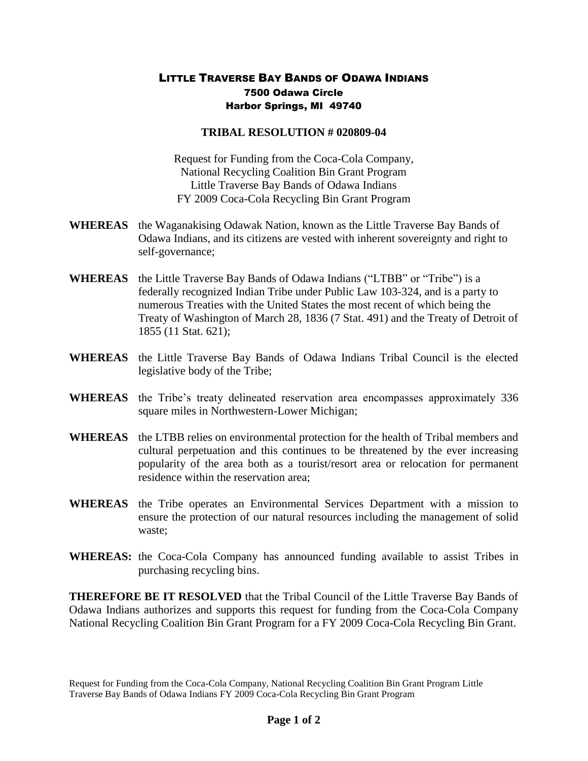# Little Traverse Bay Bands of Odawa Indians

7500 Odawa Circle
Harbor Springs, MI 49740

## TRIBAL RESOLUTION # 020809-04

Request for Funding from the Coca-Cola Company,
National Recycling Coalition Bin Grant Program
Little Traverse Bay Bands of Odawa Indians
FY 2009 Coca-Cola Recycling Bin Grant Program

**WHEREAS** the Waganakising Odawak Nation, known as the Little Traverse Bay Bands of Odawa Indians, and its citizens are vested with inherent sovereignty and right to self-governance;

**WHEREAS** the Little Traverse Bay Bands of Odawa Indians ("LTBB" or "Tribe") is a federally recognized Indian Tribe under Public Law 103-324, and is a party to numerous Treaties with the United States the most recent of which being the Treaty of Washington of March 28, 1836 (7 Stat. 491) and the Treaty of Detroit of 1855 (11 Stat. 621);

**WHEREAS** the Little Traverse Bay Bands of Odawa Indians Tribal Council is the elected legislative body of the Tribe;

**WHEREAS** the Tribe's treaty delineated reservation area encompasses approximately 336 square miles in Northwestern-Lower Michigan;

**WHEREAS** the LTBB relies on environmental protection for the health of Tribal members and cultural perpetuation and this continues to be threatened by the ever increasing popularity of the area both as a tourist/resort area or relocation for permanent residence within the reservation area;

**WHEREAS** the Tribe operates an Environmental Services Department with a mission to ensure the protection of our natural resources including the management of solid waste;

**WHEREAS:** the Coca-Cola Company has announced funding available to assist Tribes in purchasing recycling bins.

**THEREFORE BE IT RESOLVED** that the Tribal Council of the Little Traverse Bay Bands of Odawa Indians authorizes and supports this request for funding from the Coca-Cola Company National Recycling Coalition Bin Grant Program for a FY 2009 Coca-Cola Recycling Bin Grant.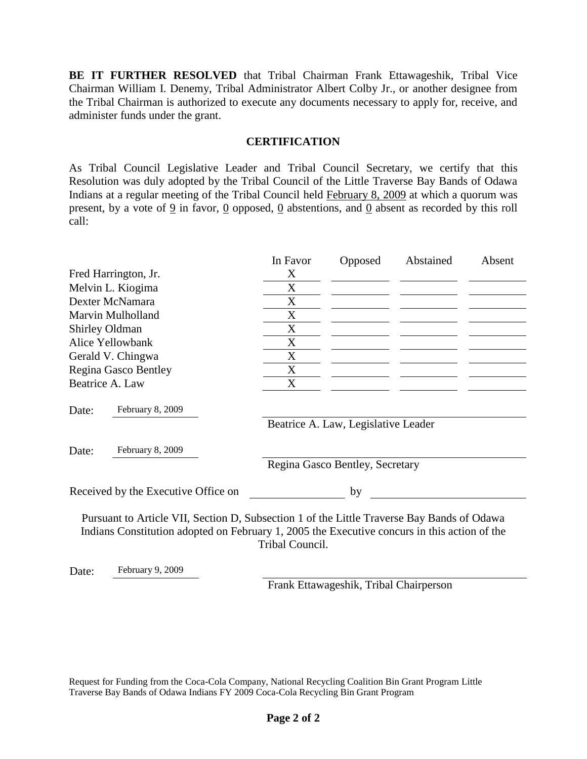**BE IT FURTHER RESOLVED** that Tribal Chairman Frank Ettawageshik, Tribal Vice Chairman William I. Denemy, Tribal Administrator Albert Colby Jr., or another designee from the Tribal Chairman is authorized to execute any documents necessary to apply for, receive, and administer funds under the grant.

## CERTIFICATION

As Tribal Council Legislative Leader and Tribal Council Secretary, we certify that this Resolution was duly adopted by the Tribal Council of the Little Traverse Bay Bands of Odawa Indians at a regular meeting of the Tribal Council held February 8, 2009 at which a quorum was present, by a vote of 9 in favor, 0 opposed, 0 abstentions, and 0 absent as recorded by this roll call:

| | In Favor | Opposed | Abstained | Absent |
|---|---|---|---|---|
| Fred Harrington, Jr. | X | | | |
| Melvin L. Kiogima | X | | | |
| Dexter McNamara | X | | | |
| Marvin Mulholland | X | | | |
| Shirley Oldman | X | | | |
| Alice Yellowbank | X | | | |
| Gerald V. Chingwa | X | | | |
| Regina Gasco Bentley | X | | | |
| Beatrice A. Law | X | | | |

Date: February 8, 2009

Beatrice A. Law, Legislative Leader

Date: February 8, 2009

Regina Gasco Bentley, Secretary

Received by the Executive Office on ________________ by ____________________________

Pursuant to Article VII, Section D, Subsection 1 of the Little Traverse Bay Bands of Odawa Indians Constitution adopted on February 1, 2005 the Executive concurs in this action of the Tribal Council.

Date: February 9, 2009

Frank Ettawageshik, Tribal Chairperson

Request for Funding from the Coca-Cola Company, National Recycling Coalition Bin Grant Program Little Traverse Bay Bands of Odawa Indians FY 2009 Coca-Cola Recycling Bin Grant Program